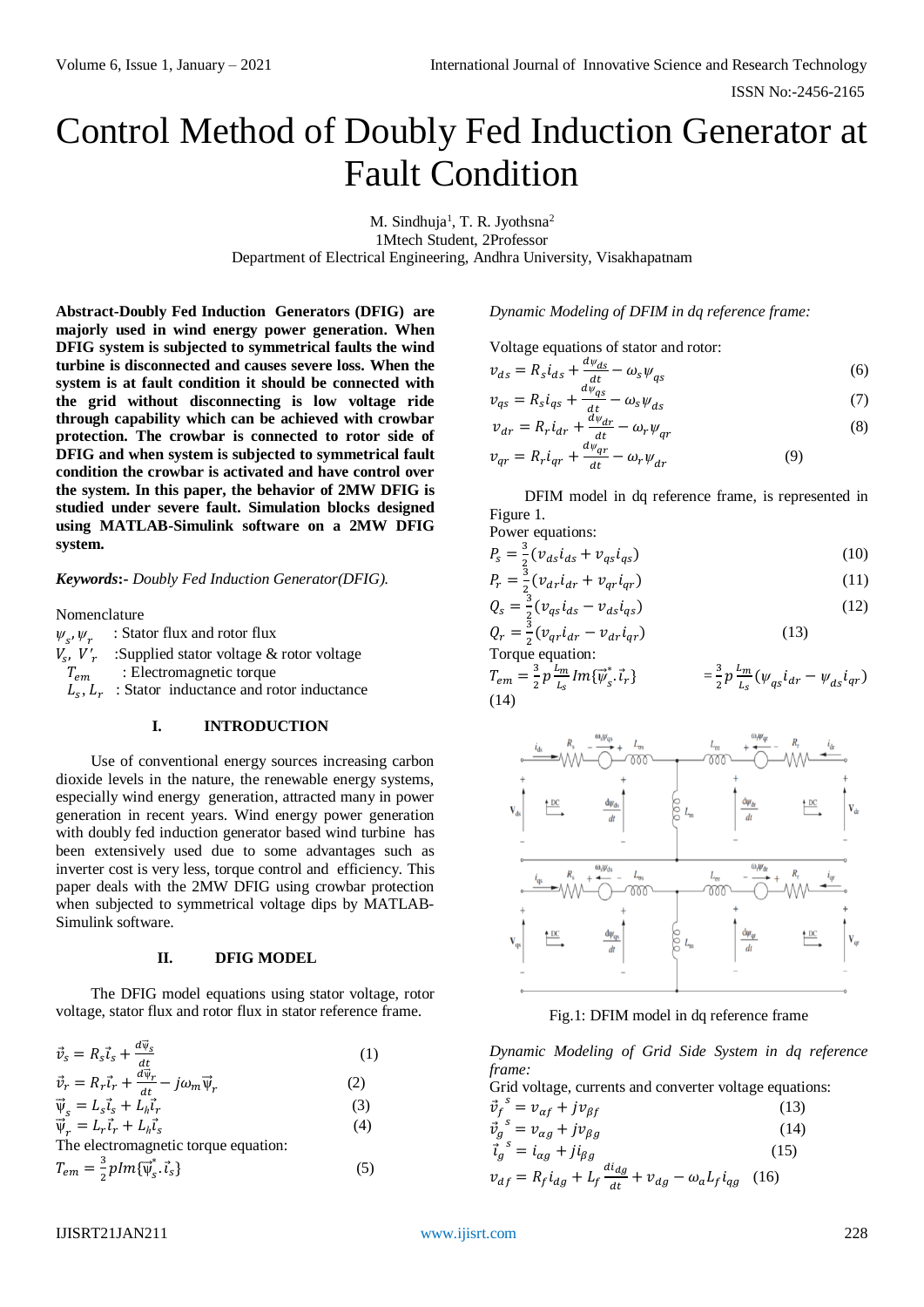# Control Method of Doubly Fed Induction Generator at Fault Condition

M. Sindhuja[1], T. R. Jyothsna[2]
1Mtech Student, 2Professor
Department of Electrical Engineering, Andhra University, Visakhapatnam

**Abstract-Doubly Fed Induction Generators (DFIG) are majorly used in wind energy power generation. When DFIG system is subjected to symmetrical faults the wind turbine is disconnected and causes severe loss. When the system is at fault condition it should be connected with the grid without disconnecting is low voltage ride through capability which can be achieved with crowbar protection. The crowbar is connected to rotor side of DFIG and when system is subjected to symmetrical fault condition the crowbar is activated and have control over the system. In this paper, the behavior of 2MW DFIG is studied under severe fault. Simulation blocks designed using MATLAB-Simulink software on a 2MW DFIG system.**

***Keywords*:-** *Doubly Fed Induction Generator(DFIG).*

Nomenclature

$\psi_s, \psi_r$ : Stator flux and rotor flux
$V_s,\ V'_r$ :Supplied stator voltage & rotor voltage
$T_{em}$ : Electromagnetic torque
$L_s, L_r$ : Stator inductance and rotor inductance

## I. INTRODUCTION

Use of conventional energy sources increasing carbon dioxide levels in the nature, the renewable energy systems, especially wind energy generation, attracted many in power generation in recent years. Wind energy power generation with doubly fed induction generator based wind turbine has been extensively used due to some advantages such as inverter cost is very less, torque control and efficiency. This paper deals with the 2MW DFIG using crowbar protection when subjected to symmetrical voltage dips by MATLAB-Simulink software.

## II. DFIG MODEL

The DFIG model equations using stator voltage, rotor voltage, stator flux and rotor flux in stator reference frame.

$$\vec{v}_s = R_s\vec{i}_s + \frac{d\vec{\psi}_s}{dt} \quad (1)$$

$$\vec{v}_r = R_r\vec{i}_r + \frac{d\vec{\psi}_r}{dt} - j\omega_m\vec{\psi}_r \quad (2)$$

$$\vec{\psi}_s = L_s\vec{i}_s + L_h\vec{i}_r \quad (3)$$

$$\vec{\psi}_r = L_r\vec{i}_r + L_h\vec{i}_s \quad (4)$$

The electromagnetic torque equation:

$$T_{em} = \frac{3}{2}pIm\{\vec{\psi}_s^*.\vec{i}_s\} \quad (5)$$

*Dynamic Modeling of DFIM in dq reference frame:*

Voltage equations of stator and rotor:

$$v_{ds} = R_s i_{ds} + \frac{d\psi_{ds}}{dt} - \omega_s\psi_{qs} \quad (6)$$

$$v_{qs} = R_s i_{qs} + \frac{d\psi_{qs}}{dt} - \omega_s\psi_{ds} \quad (7)$$

$$v_{dr} = R_r i_{dr} + \frac{d\psi_{dr}}{dt} - \omega_r\psi_{qr} \quad (8)$$

$$v_{qr} = R_r i_{qr} + \frac{d\psi_{qr}}{dt} - \omega_r\psi_{dr} \quad (9)$$

DFIM model in dq reference frame, is represented in Figure 1.

Power equations:

$$P_s = \frac{3}{2}(v_{ds}i_{ds} + v_{qs}i_{qs}) \quad (10)$$

$$P_r = \frac{3}{2}(v_{dr}i_{dr} + v_{qr}i_{qr}) \quad (11)$$

$$Q_s = \frac{3}{2}(v_{qs}i_{ds} - v_{ds}i_{qs}) \quad (12)$$

$$Q_r = \frac{3}{2}(v_{qr}i_{dr} - v_{dr}i_{qr}) \quad (13)$$

Torque equation:

$$T_{em} = \frac{3}{2}p\frac{L_m}{L_s}Im\{\vec{\psi}_s^*.\vec{i}_r\} = \frac{3}{2}p\frac{L_m}{L_s}(\psi_{qs}i_{dr} - \psi_{ds}i_{qr}) \quad (14)$$

Fig.1: DFIM model in dq reference frame

*Dynamic Modeling of Grid Side System in dq reference frame:*

Grid voltage, currents and converter voltage equations:

$$\vec{v}_f^{\ s} = v_{\alpha f} + jv_{\beta f} \quad (13)$$

$$\vec{v}_g^{\ s} = v_{\alpha g} + jv_{\beta g} \quad (14)$$

$$\vec{i}_g^{\ s} = i_{\alpha g} + ji_{\beta g} \quad (15)$$

$$v_{df} = R_f i_{dg} + L_f\frac{di_{dg}}{dt} + v_{dg} - \omega_a L_f i_{qg} \quad (16)$$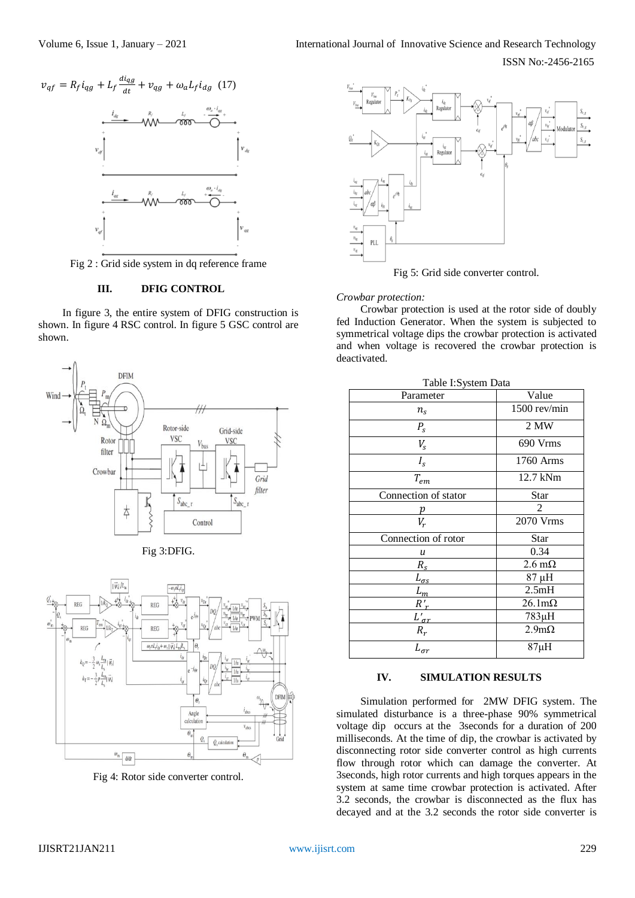$$v_{qf} = R_f i_{qg} + L_f \frac{di_{qg}}{dt} + v_{qg} + \omega_a L_f i_{dg} \quad (17)$$

Fig 2 : Grid side system in dq reference frame

## III. DFIG CONTROL

In figure 3, the entire system of DFIG construction is shown. In figure 4 RSC control. In figure 5 GSC control are shown.

Fig 3:DFIG.

Fig 4: Rotor side converter control.

Fig 5: Grid side converter control.

*Crowbar protection:*

Crowbar protection is used at the rotor side of doubly fed Induction Generator. When the system is subjected to symmetrical voltage dips the crowbar protection is activated and when voltage is recovered the crowbar protection is deactivated.

Table I:System Data

| Parameter | Value |
|---|---|
| $n_s$ | 1500 rev/min |
| $P_s$ | 2 MW |
| $V_s$ | 690 Vrms |
| $I_s$ | 1760 Arms |
| $T_{em}$ | 12.7 kNm |
| Connection of stator | Star |
| $p$ | 2 |
| $V_r$ | 2070 Vrms |
| Connection of rotor | Star |
| $u$ | 0.34 |
| $R_s$ | 2.6 mΩ |
| $L_{\sigma s}$ | 87 μH |
| $L_m$ | 2.5mH |
| $R'_r$ | 26.1mΩ |
| $L'_{\sigma r}$ | 783μH |
| $R_r$ | 2.9mΩ |
| $L_{\sigma r}$ | 87μH |

## IV. SIMULATION RESULTS

Simulation performed for 2MW DFIG system. The simulated disturbance is a three-phase 90% symmetrical voltage dip occurs at the 3seconds for a duration of 200 milliseconds. At the time of dip, the crowbar is activated by disconnecting rotor side converter control as high currents flow through rotor which can damage the converter. At 3seconds, high rotor currents and high torques appears in the system at same time crowbar protection is activated. After 3.2 seconds, the crowbar is disconnected as the flux has decayed and at the 3.2 seconds the rotor side converter is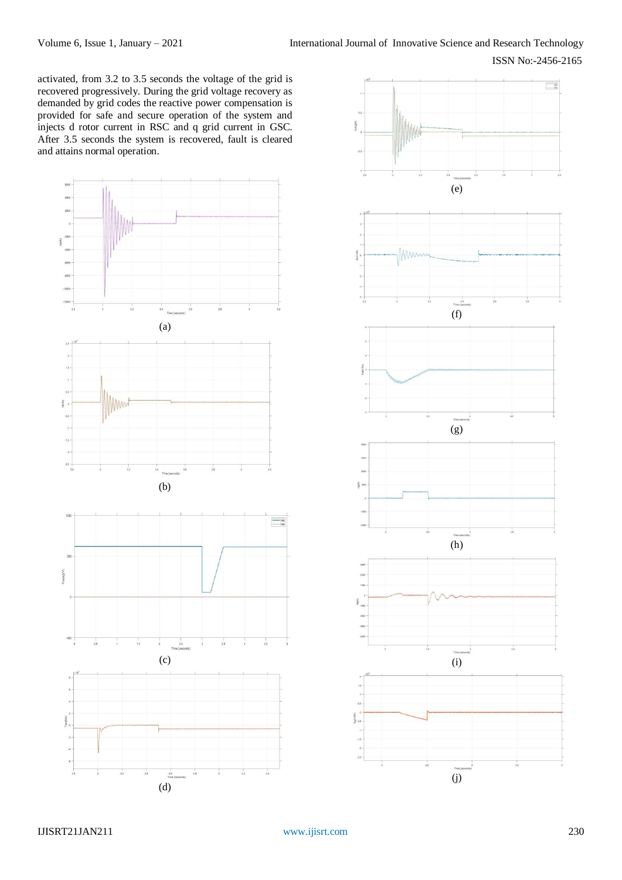activated, from 3.2 to 3.5 seconds the voltage of the grid is recovered progressively. During the grid voltage recovery as demanded by grid codes the reactive power compensation is provided for safe and secure operation of the system and injects d rotor current in RSC and q grid current in GSC. After 3.5 seconds the system is recovered, fault is cleared and attains normal operation.

(a)

(b)

(c)

(d)

(e)

(f)

(g)

(h)

(i)

(j)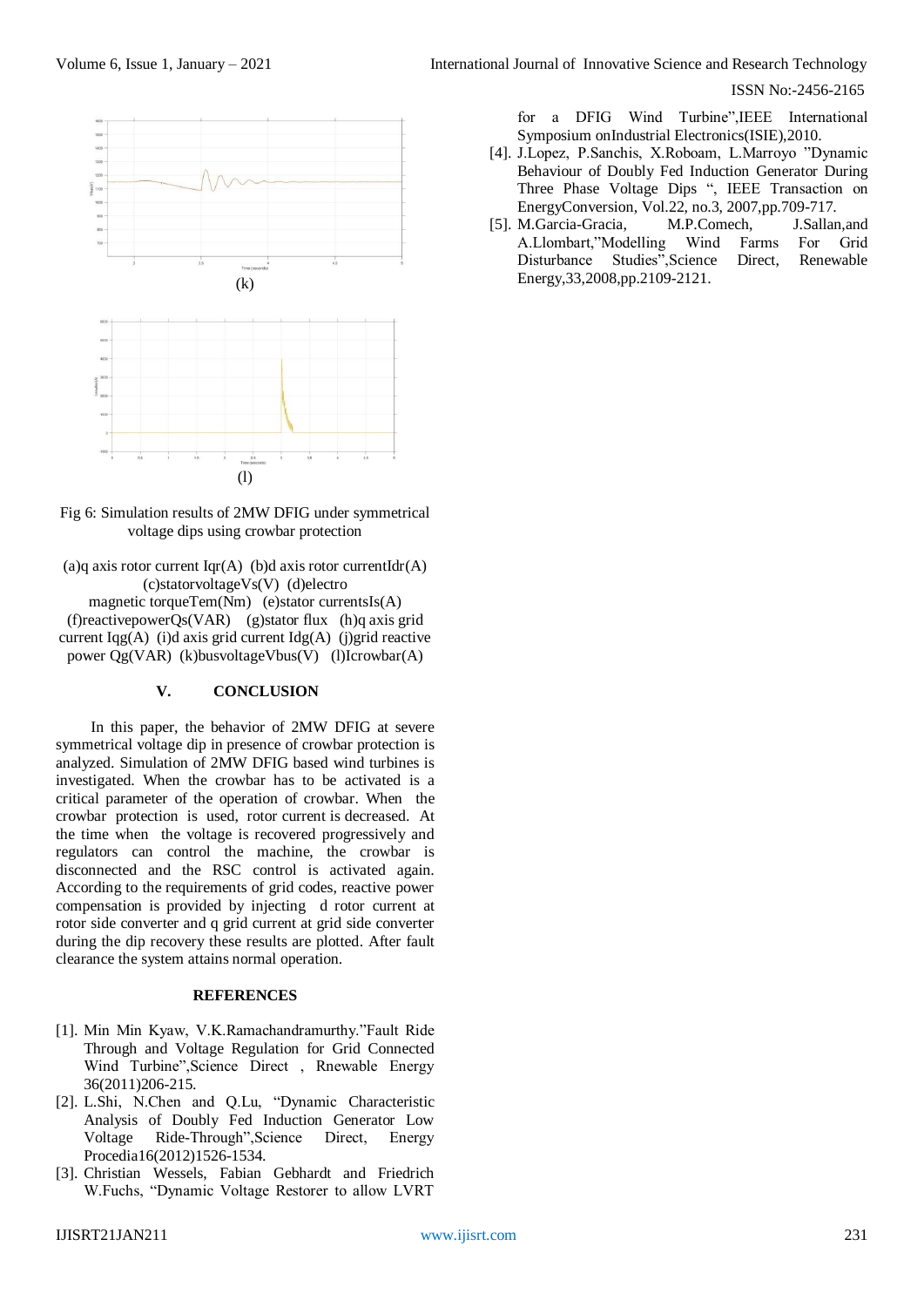(k)

(l)

Fig 6: Simulation results of 2MW DFIG under symmetrical voltage dips using crowbar protection

(a)q axis rotor current Iqr(A) (b)d axis rotor currentIdr(A) (c)statorvoltageVs(V) (d)electro magnetic torqueTem(Nm) (e)stator currentsIs(A) (f)reactivepowerQs(VAR) (g)stator flux (h)q axis grid current Iqg(A) (i)d axis grid current Idg(A) (j)grid reactive power Qg(VAR) (k)busvoltageVbus(V) (l)Icrowbar(A)

## V. CONCLUSION

In this paper, the behavior of 2MW DFIG at severe symmetrical voltage dip in presence of crowbar protection is analyzed. Simulation of 2MW DFIG based wind turbines is investigated. When the crowbar has to be activated is a critical parameter of the operation of crowbar. When the crowbar protection is used, rotor current is decreased. At the time when the voltage is recovered progressively and regulators can control the machine, the crowbar is disconnected and the RSC control is activated again. According to the requirements of grid codes, reactive power compensation is provided by injecting d rotor current at rotor side converter and q grid current at grid side converter during the dip recovery these results are plotted. After fault clearance the system attains normal operation.

## REFERENCES

[1]. Min Min Kyaw, V.K.Ramachandramurthy."Fault Ride Through and Voltage Regulation for Grid Connected Wind Turbine",Science Direct , Rnewable Energy 36(2011)206-215.

[2]. L.Shi, N.Chen and Q.Lu, "Dynamic Characteristic Analysis of Doubly Fed Induction Generator Low Voltage Ride-Through",Science Direct, Energy Procedia16(2012)1526-1534.

[3]. Christian Wessels, Fabian Gebhardt and Friedrich W.Fuchs, "Dynamic Voltage Restorer to allow LVRT for a DFIG Wind Turbine",IEEE International Symposium onIndustrial Electronics(ISIE),2010.

[4]. J.Lopez, P.Sanchis, X.Roboam, L.Marroyo "Dynamic Behaviour of Doubly Fed Induction Generator During Three Phase Voltage Dips ", IEEE Transaction on EnergyConversion, Vol.22, no.3, 2007,pp.709-717.

[5]. M.Garcia-Gracia, M.P.Comech, J.Sallan,and A.Llombart,"Modelling Wind Farms For Grid Disturbance Studies",Science Direct, Renewable Energy,33,2008,pp.2109-2121.